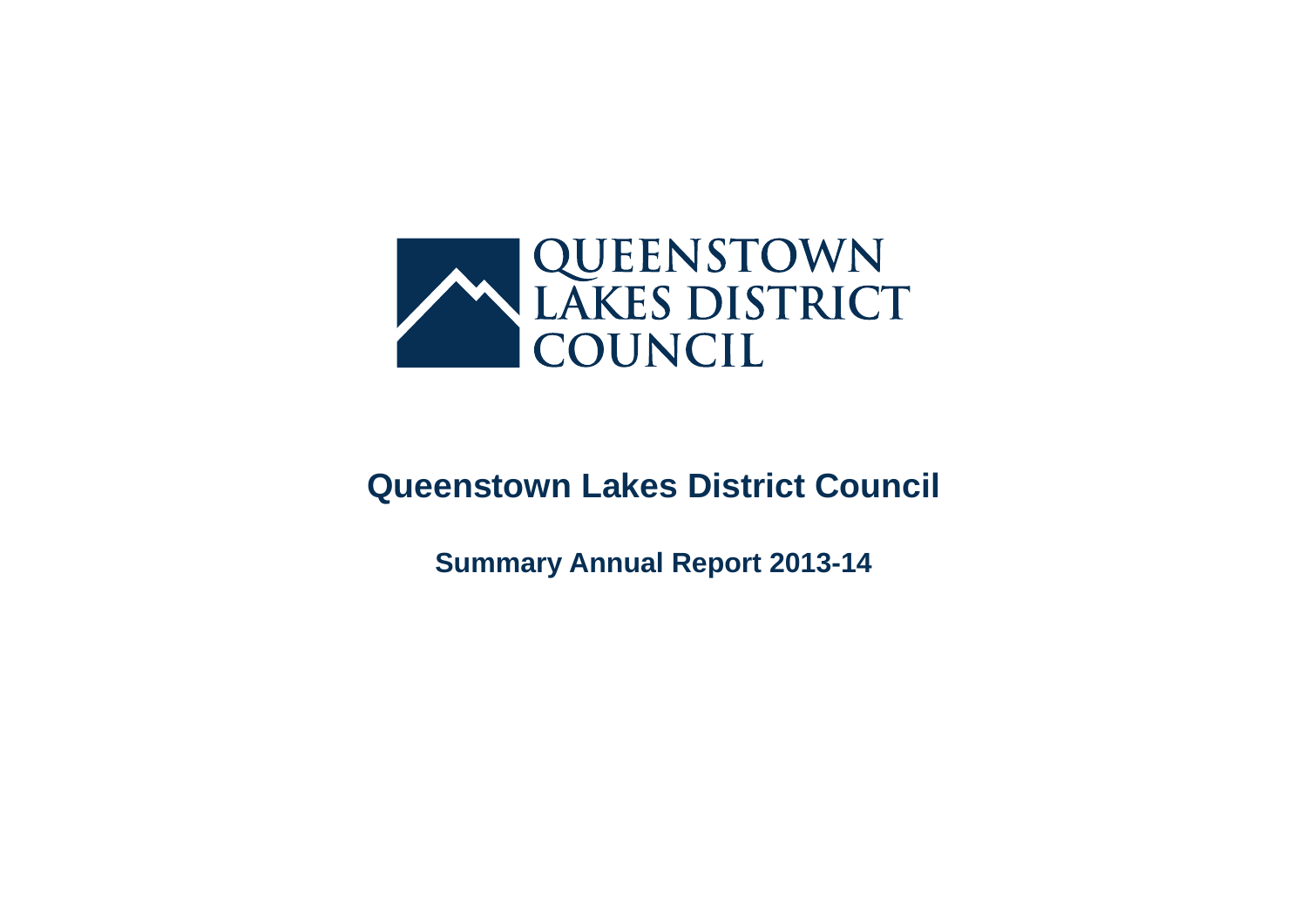QUEENSTOWN LAKES DISTRICT COUNCIL

# Queenstown Lakes District Council

## Summary Annual Report 2013-14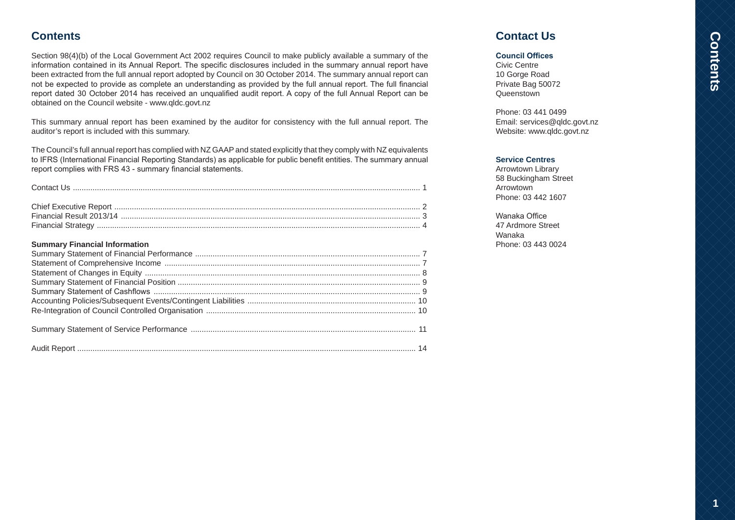## Contents

Section 98(4)(b) of the Local Government Act 2002 requires Council to make publicly available a summary of the information contained in its Annual Report. The specific disclosures included in the summary annual report have been extracted from the full annual report adopted by Council on 30 October 2014. The summary annual report can not be expected to provide as complete an understanding as provided by the full annual report. The full financial report dated 30 October 2014 has received an unqualified audit report. A copy of the full Annual Report can be obtained on the Council website - www.qldc.govt.nz

This summary annual report has been examined by the auditor for consistency with the full annual report. The auditor's report is included with this summary.

The Council's full annual report has complied with NZ GAAP and stated explicitly that they comply with NZ equivalents to IFRS (International Financial Reporting Standards) as applicable for public benefit entities. The summary annual report complies with FRS 43 - summary financial statements.

Contact Us ..... 1

Chief Executive Report ..... 2
Financial Result 2013/14 ..... 3
Financial Strategy ..... 4

**Summary Financial Information**
Summary Statement of Financial Performance ..... 7
Statement of Comprehensive Income ..... 7
Statement of Changes in Equity ..... 8
Summary Statement of Financial Position ..... 9
Summary Statement of Cashflows ..... 9
Accounting Policies/Subsequent Events/Contingent Liabilities ..... 10
Re-Integration of Council Controlled Organisation ..... 10

Summary Statement of Service Performance ..... 11

Audit Report ..... 14

## Contact Us

### Council Offices
Civic Centre
10 Gorge Road
Private Bag 50072
Queenstown

Phone: 03 441 0499
Email: services@qldc.govt.nz
Website: www.qldc.govt.nz

### Service Centres
Arrowtown Library
58 Buckingham Street
Arrowtown
Phone: 03 442 1607

Wanaka Office
47 Ardmore Street
Wanaka
Phone: 03 443 0024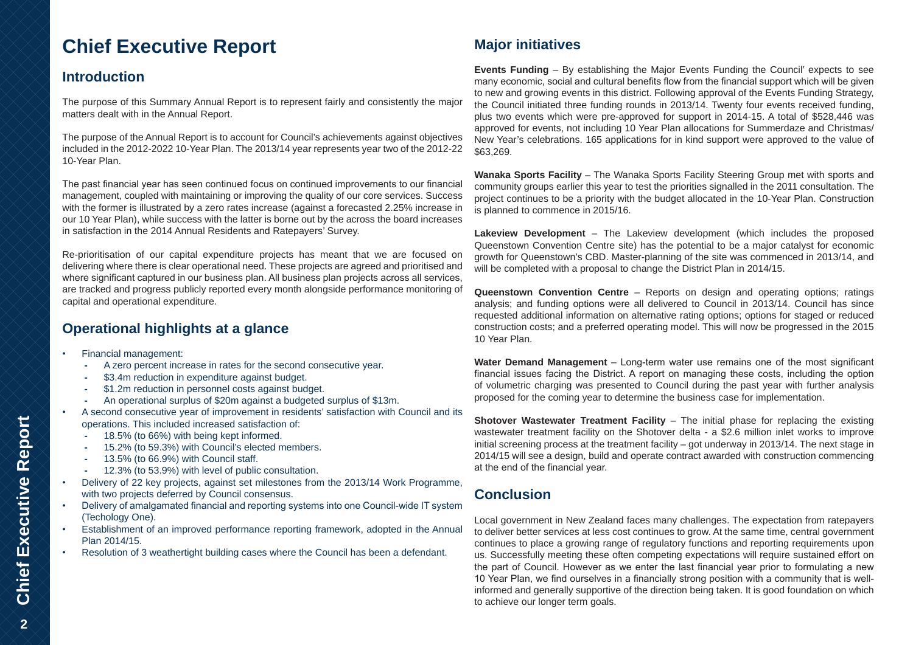# Chief Executive Report

## Introduction

The purpose of this Summary Annual Report is to represent fairly and consistently the major matters dealt with in the Annual Report.

The purpose of the Annual Report is to account for Council's achievements against objectives included in the 2012-2022 10-Year Plan. The 2013/14 year represents year two of the 2012-22 10-Year Plan.

The past financial year has seen continued focus on continued improvements to our financial management, coupled with maintaining or improving the quality of our core services. Success with the former is illustrated by a zero rates increase (against a forecasted 2.25% increase in our 10 Year Plan), while success with the latter is borne out by the across the board increases in satisfaction in the 2014 Annual Residents and Ratepayers' Survey.

Re-prioritisation of our capital expenditure projects has meant that we are focused on delivering where there is clear operational need. These projects are agreed and prioritised and where significant captured in our business plan. All business plan projects across all services, are tracked and progress publicly reported every month alongside performance monitoring of capital and operational expenditure.

## Operational highlights at a glance

- Financial management:
  - A zero percent increase in rates for the second consecutive year.
  - $3.4m reduction in expenditure against budget.
  - $1.2m reduction in personnel costs against budget.
  - An operational surplus of $20m against a budgeted surplus of $13m.
- A second consecutive year of improvement in residents' satisfaction with Council and its operations. This included increased satisfaction of:
  - 18.5% (to 66%) with being kept informed.
  - 15.2% (to 59.3%) with Council's elected members.
  - 13.5% (to 66.9%) with Council staff.
  - 12.3% (to 53.9%) with level of public consultation.
- Delivery of 22 key projects, against set milestones from the 2013/14 Work Programme, with two projects deferred by Council consensus.
- Delivery of amalgamated financial and reporting systems into one Council-wide IT system (Techology One).
- Establishment of an improved performance reporting framework, adopted in the Annual Plan 2014/15.
- Resolution of 3 weathertight building cases where the Council has been a defendant.

## Major initiatives

**Events Funding** – By establishing the Major Events Funding the Council' expects to see many economic, social and cultural benefits flow from the financial support which will be given to new and growing events in this district. Following approval of the Events Funding Strategy, the Council initiated three funding rounds in 2013/14. Twenty four events received funding, plus two events which were pre-approved for support in 2014-15. A total of $528,446 was approved for events, not including 10 Year Plan allocations for Summerdaze and Christmas/ New Year's celebrations. 165 applications for in kind support were approved to the value of $63,269.

**Wanaka Sports Facility** – The Wanaka Sports Facility Steering Group met with sports and community groups earlier this year to test the priorities signalled in the 2011 consultation. The project continues to be a priority with the budget allocated in the 10-Year Plan. Construction is planned to commence in 2015/16.

**Lakeview Development** – The Lakeview development (which includes the proposed Queenstown Convention Centre site) has the potential to be a major catalyst for economic growth for Queenstown's CBD. Master-planning of the site was commenced in 2013/14, and will be completed with a proposal to change the District Plan in 2014/15.

**Queenstown Convention Centre** – Reports on design and operating options; ratings analysis; and funding options were all delivered to Council in 2013/14. Council has since requested additional information on alternative rating options; options for staged or reduced construction costs; and a preferred operating model. This will now be progressed in the 2015 10 Year Plan.

**Water Demand Management** – Long-term water use remains one of the most significant financial issues facing the District. A report on managing these costs, including the option of volumetric charging was presented to Council during the past year with further analysis proposed for the coming year to determine the business case for implementation.

**Shotover Wastewater Treatment Facility** – The initial phase for replacing the existing wastewater treatment facility on the Shotover delta - a $2.6 million inlet works to improve initial screening process at the treatment facility – got underway in 2013/14. The next stage in 2014/15 will see a design, build and operate contract awarded with construction commencing at the end of the financial year.

## Conclusion

Local government in New Zealand faces many challenges. The expectation from ratepayers to deliver better services at less cost continues to grow. At the same time, central government continues to place a growing range of regulatory functions and reporting requirements upon us. Successfully meeting these often competing expectations will require sustained effort on the part of Council. However as we enter the last financial year prior to formulating a new 10 Year Plan, we find ourselves in a financially strong position with a community that is well-informed and generally supportive of the direction being taken. It is good foundation on which to achieve our longer term goals.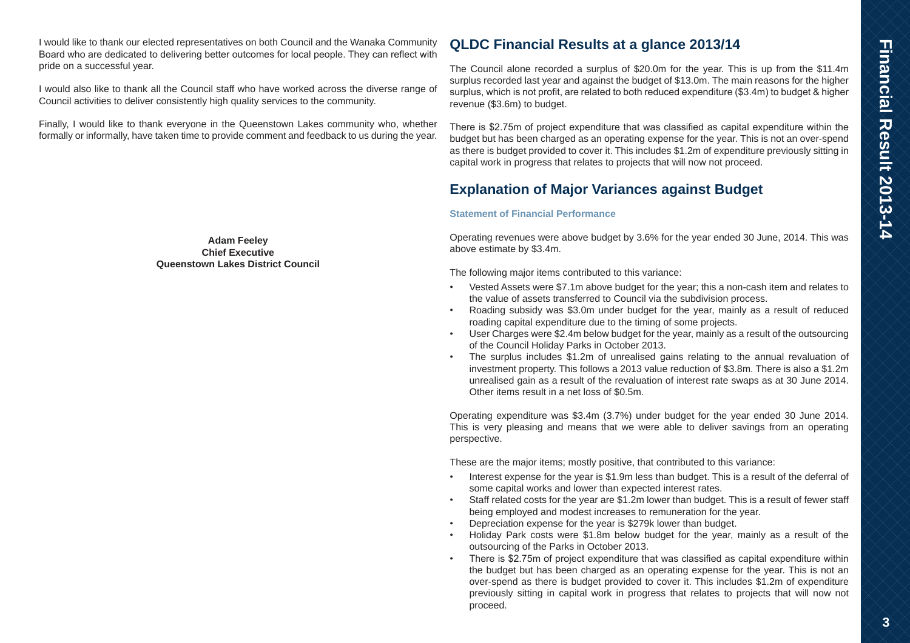I would like to thank our elected representatives on both Council and the Wanaka Community Board who are dedicated to delivering better outcomes for local people. They can reflect with pride on a successful year.

I would also like to thank all the Council staff who have worked across the diverse range of Council activities to deliver consistently high quality services to the community.

Finally, I would like to thank everyone in the Queenstown Lakes community who, whether formally or informally, have taken time to provide comment and feedback to us during the year.

**Adam Feeley**
**Chief Executive**
**Queenstown Lakes District Council**

## QLDC Financial Results at a glance 2013/14

The Council alone recorded a surplus of $20.0m for the year. This is up from the $11.4m surplus recorded last year and against the budget of $13.0m. The main reasons for the higher surplus, which is not profit, are related to both reduced expenditure ($3.4m) to budget & higher revenue ($3.6m) to budget.

There is $2.75m of project expenditure that was classified as capital expenditure within the budget but has been charged as an operating expense for the year. This is not an over-spend as there is budget provided to cover it. This includes $1.2m of expenditure previously sitting in capital work in progress that relates to projects that will now not proceed.

## Explanation of Major Variances against Budget

### Statement of Financial Performance

Operating revenues were above budget by 3.6% for the year ended 30 June, 2014. This was above estimate by $3.4m.

The following major items contributed to this variance:

- Vested Assets were $7.1m above budget for the year; this a non-cash item and relates to the value of assets transferred to Council via the subdivision process.
- Roading subsidy was $3.0m under budget for the year, mainly as a result of reduced roading capital expenditure due to the timing of some projects.
- User Charges were $2.4m below budget for the year, mainly as a result of the outsourcing of the Council Holiday Parks in October 2013.
- The surplus includes $1.2m of unrealised gains relating to the annual revaluation of investment property. This follows a 2013 value reduction of $3.8m. There is also a $1.2m unrealised gain as a result of the revaluation of interest rate swaps as at 30 June 2014. Other items result in a net loss of $0.5m.

Operating expenditure was $3.4m (3.7%) under budget for the year ended 30 June 2014. This is very pleasing and means that we were able to deliver savings from an operating perspective.

These are the major items; mostly positive, that contributed to this variance:

- Interest expense for the year is $1.9m less than budget. This is a result of the deferral of some capital works and lower than expected interest rates.
- Staff related costs for the year are $1.2m lower than budget. This is a result of fewer staff being employed and modest increases to remuneration for the year.
- Depreciation expense for the year is $279k lower than budget.
- Holiday Park costs were $1.8m below budget for the year, mainly as a result of the outsourcing of the Parks in October 2013.
- There is $2.75m of project expenditure that was classified as capital expenditure within the budget but has been charged as an operating expense for the year. This is not an over-spend as there is budget provided to cover it. This includes $1.2m of expenditure previously sitting in capital work in progress that relates to projects that will now not proceed.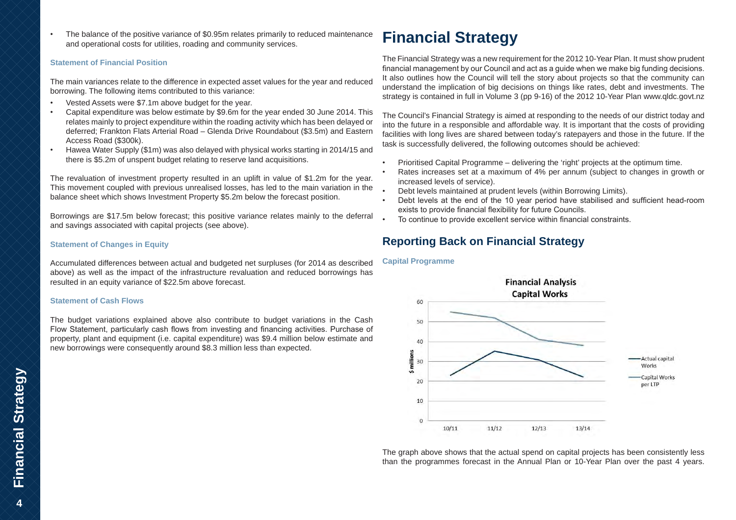- The balance of the positive variance of $0.95m relates primarily to reduced maintenance and operational costs for utilities, roading and community services.

### Statement of Financial Position

The main variances relate to the difference in expected asset values for the year and reduced borrowing. The following items contributed to this variance:

- Vested Assets were $7.1m above budget for the year.
- Capital expenditure was below estimate by $9.6m for the year ended 30 June 2014. This relates mainly to project expenditure within the roading activity which has been delayed or deferred; Frankton Flats Arterial Road – Glenda Drive Roundabout ($3.5m) and Eastern Access Road ($300k).
- Hawea Water Supply ($1m) was also delayed with physical works starting in 2014/15 and there is $5.2m of unspent budget relating to reserve land acquisitions.

The revaluation of investment property resulted in an uplift in value of $1.2m for the year. This movement coupled with previous unrealised losses, has led to the main variation in the balance sheet which shows Investment Property $5.2m below the forecast position.

Borrowings are $17.5m below forecast; this positive variance relates mainly to the deferral and savings associated with capital projects (see above).

### Statement of Changes in Equity

Accumulated differences between actual and budgeted net surpluses (for 2014 as described above) as well as the impact of the infrastructure revaluation and reduced borrowings has resulted in an equity variance of $22.5m above forecast.

### Statement of Cash Flows

The budget variations explained above also contribute to budget variations in the Cash Flow Statement, particularly cash flows from investing and financing activities. Purchase of property, plant and equipment (i.e. capital expenditure) was $9.4 million below estimate and new borrowings were consequently around $8.3 million less than expected.

# Financial Strategy

The Financial Strategy was a new requirement for the 2012 10-Year Plan. It must show prudent financial management by our Council and act as a guide when we make big funding decisions. It also outlines how the Council will tell the story about projects so that the community can understand the implication of big decisions on things like rates, debt and investments. The strategy is contained in full in Volume 3 (pp 9-16) of the 2012 10-Year Plan www.qldc.govt.nz

The Council's Financial Strategy is aimed at responding to the needs of our district today and into the future in a responsible and affordable way. It is important that the costs of providing facilities with long lives are shared between today's ratepayers and those in the future. If the task is successfully delivered, the following outcomes should be achieved:

- Prioritised Capital Programme – delivering the 'right' projects at the optimum time.
- Rates increases set at a maximum of 4% per annum (subject to changes in growth or increased levels of service).
- Debt levels maintained at prudent levels (within Borrowing Limits).
- Debt levels at the end of the 10 year period have stabilised and sufficient head-room exists to provide financial flexibility for future Councils.
- To continue to provide excellent service within financial constraints.

## Reporting Back on Financial Strategy

### Capital Programme

**Financial Analysis Capital Works**

| Year | Actual capital Works ($ millions) | Capital Works per LTP ($ millions) |
|---|---|---|
| 10/11 | ~23 | ~55 |
| 11/12 | ~35 | ~52 |
| 12/13 | ~31 | ~41 |
| 13/14 | ~22 | ~38 |

The graph above shows that the actual spend on capital projects has been consistently less than the programmes forecast in the Annual Plan or 10-Year Plan over the past 4 years.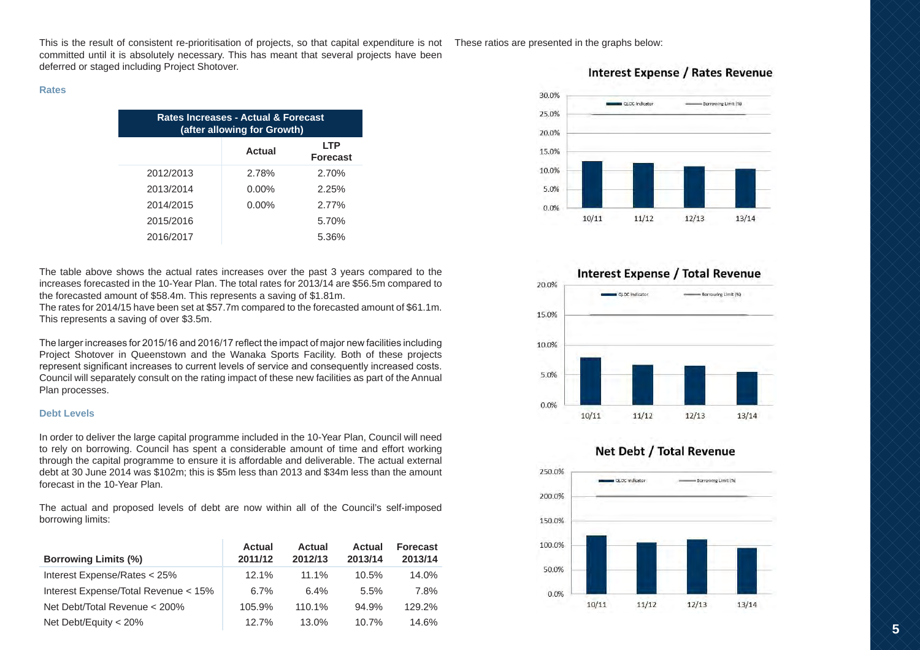This is the result of consistent re-prioritisation of projects, so that capital expenditure is not committed until it is absolutely necessary. This has meant that several projects have been deferred or staged including Project Shotover.

### Rates

| Rates Increases - Actual & Forecast (after allowing for Growth) | | |
|---|---|---|
| | Actual | LTP Forecast |
| 2012/2013 | 2.78% | 2.70% |
| 2013/2014 | 0.00% | 2.25% |
| 2014/2015 | 0.00% | 2.77% |
| 2015/2016 | | 5.70% |
| 2016/2017 | | 5.36% |

The table above shows the actual rates increases over the past 3 years compared to the increases forecasted in the 10-Year Plan. The total rates for 2013/14 are $56.5m compared to the forecasted amount of $58.4m. This represents a saving of $1.81m.
The rates for 2014/15 have been set at $57.7m compared to the forecasted amount of $61.1m. This represents a saving of over $3.5m.

The larger increases for 2015/16 and 2016/17 reflect the impact of major new facilities including Project Shotover in Queenstown and the Wanaka Sports Facility. Both of these projects represent significant increases to current levels of service and consequently increased costs. Council will separately consult on the rating impact of these new facilities as part of the Annual Plan processes.

### Debt Levels

In order to deliver the large capital programme included in the 10-Year Plan, Council will need to rely on borrowing. Council has spent a considerable amount of time and effort working through the capital programme to ensure it is affordable and deliverable. The actual external debt at 30 June 2014 was $102m; this is $5m less than 2013 and $34m less than the amount forecast in the 10-Year Plan.

The actual and proposed levels of debt are now within all of the Council's self-imposed borrowing limits:

| Borrowing Limits (%) | Actual 2011/12 | Actual 2012/13 | Actual 2013/14 | Forecast 2013/14 |
|---|---|---|---|---|
| Interest Expense/Rates < 25% | 12.1% | 11.1% | 10.5% | 14.0% |
| Interest Expense/Total Revenue < 15% | 6.7% | 6.4% | 5.5% | 7.8% |
| Net Debt/Total Revenue < 200% | 105.9% | 110.1% | 94.9% | 129.2% |
| Net Debt/Equity < 20% | 12.7% | 13.0% | 10.7% | 14.6% |

These ratios are presented in the graphs below:

**Interest Expense / Rates Revenue**

**Interest Expense / Total Revenue**

**Net Debt / Total Revenue**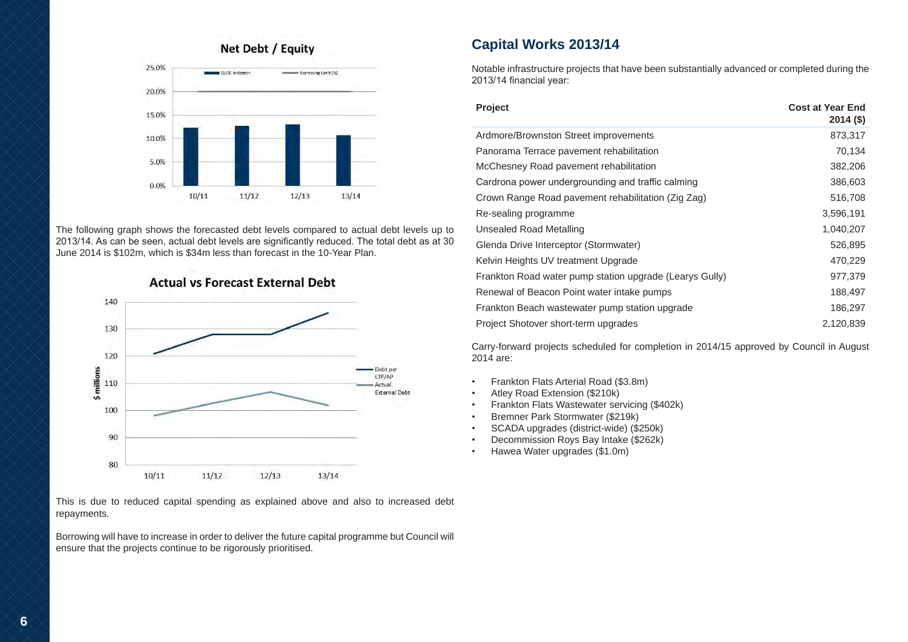**Net Debt / Equity**

The following graph shows the forecasted debt levels compared to actual debt levels up to 2013/14. As can be seen, actual debt levels are significantly reduced. The total debt as at 30 June 2014 is $102m, which is $34m less than forecast in the 10-Year Plan.

**Actual vs Forecast External Debt**

This is due to reduced capital spending as explained above and also to increased debt repayments.

Borrowing will have to increase in order to deliver the future capital programme but Council will ensure that the projects continue to be rigorously prioritised.

## Capital Works 2013/14

Notable infrastructure projects that have been substantially advanced or completed during the 2013/14 financial year:

| Project | Cost at Year End 2014 ($) |
|---|---:|
| Ardmore/Brownston Street improvements | 873,317 |
| Panorama Terrace pavement rehabilitation | 70,134 |
| McChesney Road pavement rehabilitation | 382,206 |
| Cardrona power undergrounding and traffic calming | 386,603 |
| Crown Range Road pavement rehabilitation (Zig Zag) | 516,708 |
| Re-sealing programme | 3,596,191 |
| Unsealed Road Metalling | 1,040,207 |
| Glenda Drive Interceptor (Stormwater) | 526,895 |
| Kelvin Heights UV treatment Upgrade | 470,229 |
| Frankton Road water pump station upgrade (Learys Gully) | 977,379 |
| Renewal of Beacon Point water intake pumps | 188,497 |
| Frankton Beach wastewater pump station upgrade | 186,297 |
| Project Shotover short-term upgrades | 2,120,839 |

Carry-forward projects scheduled for completion in 2014/15 approved by Council in August 2014 are:

- Frankton Flats Arterial Road ($3.8m)
- Atley Road Extension ($210k)
- Frankton Flats Wastewater servicing ($402k)
- Bremner Park Stormwater ($219k)
- SCADA upgrades (district-wide) ($250k)
- Decommission Roys Bay Intake ($262k)
- Hawea Water upgrades ($1.0m)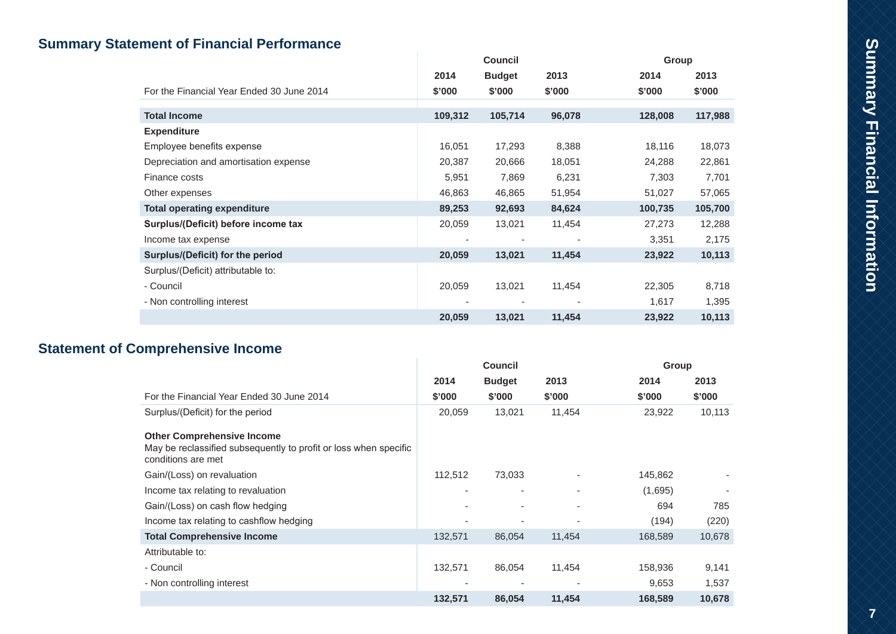## Summary Statement of Financial Performance

| | Council | | | Group | |
|---|---|---|---|---|---|
| | 2014 | Budget | 2013 | 2014 | 2013 |
| For the Financial Year Ended 30 June 2014 | $'000 | $'000 | $'000 | $'000 | $'000 |
| **Total Income** | **109,312** | **105,714** | **96,078** | **128,008** | **117,988** |
| **Expenditure** | | | | | |
| Employee benefits expense | 16,051 | 17,293 | 8,388 | 18,116 | 18,073 |
| Depreciation and amortisation expense | 20,387 | 20,666 | 18,051 | 24,288 | 22,861 |
| Finance costs | 5,951 | 7,869 | 6,231 | 7,303 | 7,701 |
| Other expenses | 46,863 | 46,865 | 51,954 | 51,027 | 57,065 |
| **Total operating expenditure** | **89,253** | **92,693** | **84,624** | **100,735** | **105,700** |
| **Surplus/(Deficit) before income tax** | 20,059 | 13,021 | 11,454 | 27,273 | 12,288 |
| Income tax expense | - | - | - | 3,351 | 2,175 |
| **Surplus/(Deficit) for the period** | **20,059** | **13,021** | **11,454** | **23,922** | **10,113** |
| Surplus/(Deficit) attributable to: | | | | | |
| - Council | 20,059 | 13,021 | 11,454 | 22,305 | 8,718 |
| - Non controlling interest | - | - | - | 1,617 | 1,395 |
| | **20,059** | **13,021** | **11,454** | **23,922** | **10,113** |

## Statement of Comprehensive Income

| | Council | | | Group | |
|---|---|---|---|---|---|
| | 2014 | Budget | 2013 | 2014 | 2013 |
| For the Financial Year Ended 30 June 2014 | $'000 | $'000 | $'000 | $'000 | $'000 |
| Surplus/(Deficit) for the period | 20,059 | 13,021 | 11,454 | 23,922 | 10,113 |
| **Other Comprehensive Income**<br>May be reclassified subsequently to profit or loss when specific conditions are met | | | | | |
| Gain/(Loss) on revaluation | 112,512 | 73,033 | - | 145,862 | - |
| Income tax relating to revaluation | - | - | - | (1,695) | - |
| Gain/(Loss) on cash flow hedging | - | - | - | 694 | 785 |
| Income tax relating to cashflow hedging | - | - | - | (194) | (220) |
| **Total Comprehensive Income** | 132,571 | 86,054 | 11,454 | 168,589 | 10,678 |
| Attributable to: | | | | | |
| - Council | 132,571 | 86,054 | 11,454 | 158,936 | 9,141 |
| - Non controlling interest | - | - | - | 9,653 | 1,537 |
| | **132,571** | **86,054** | **11,454** | **168,589** | **10,678** |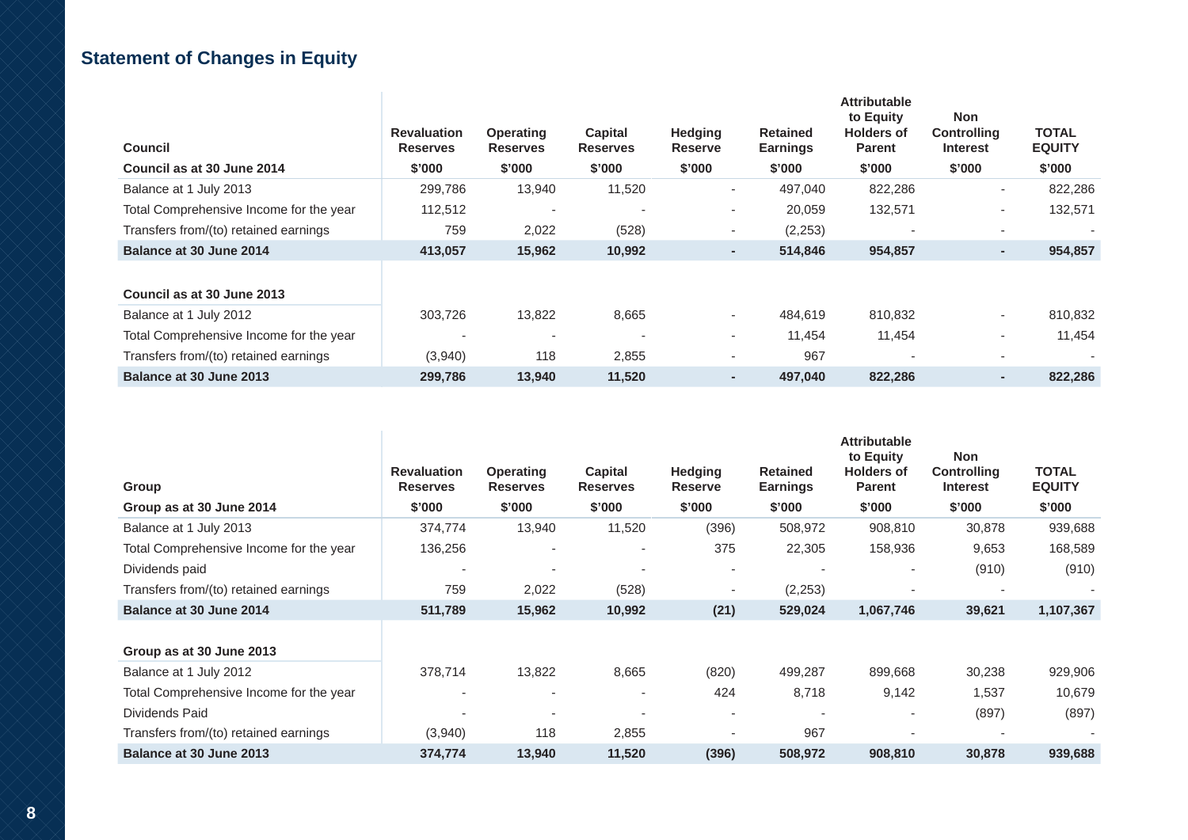## Statement of Changes in Equity

| Council | Revaluation Reserves | Operating Reserves | Capital Reserves | Hedging Reserve | Retained Earnings | Attributable to Equity Holders of Parent | Non Controlling Interest | TOTAL EQUITY |
|---|---|---|---|---|---|---|---|---|
| **Council as at 30 June 2014** | **$'000** | **$'000** | **$'000** | **$'000** | **$'000** | **$'000** | **$'000** | **$'000** |
| Balance at 1 July 2013 | 299,786 | 13,940 | 11,520 | - | 497,040 | 822,286 | - | 822,286 |
| Total Comprehensive Income for the year | 112,512 | - | - | - | 20,059 | 132,571 | - | 132,571 |
| Transfers from/(to) retained earnings | 759 | 2,022 | (528) | - | (2,253) | - | - | - |
| **Balance at 30 June 2014** | **413,057** | **15,962** | **10,992** | **-** | **514,846** | **954,857** | **-** | **954,857** |
| | | | | | | | | |
| **Council as at 30 June 2013** | | | | | | | | |
| Balance at 1 July 2012 | 303,726 | 13,822 | 8,665 | - | 484,619 | 810,832 | - | 810,832 |
| Total Comprehensive Income for the year | - | - | - | - | 11,454 | 11,454 | - | 11,454 |
| Transfers from/(to) retained earnings | (3,940) | 118 | 2,855 | - | 967 | - | - | - |
| **Balance at 30 June 2013** | **299,786** | **13,940** | **11,520** | **-** | **497,040** | **822,286** | **-** | **822,286** |

| Group | Revaluation Reserves | Operating Reserves | Capital Reserves | Hedging Reserve | Retained Earnings | Attributable to Equity Holders of Parent | Non Controlling Interest | TOTAL EQUITY |
|---|---|---|---|---|---|---|---|---|
| **Group as at 30 June 2014** | **$'000** | **$'000** | **$'000** | **$'000** | **$'000** | **$'000** | **$'000** | **$'000** |
| Balance at 1 July 2013 | 374,774 | 13,940 | 11,520 | (396) | 508,972 | 908,810 | 30,878 | 939,688 |
| Total Comprehensive Income for the year | 136,256 | - | - | 375 | 22,305 | 158,936 | 9,653 | 168,589 |
| Dividends paid | - | - | - | - | - | - | (910) | (910) |
| Transfers from/(to) retained earnings | 759 | 2,022 | (528) | - | (2,253) | - | - | - |
| **Balance at 30 June 2014** | **511,789** | **15,962** | **10,992** | **(21)** | **529,024** | **1,067,746** | **39,621** | **1,107,367** |
| | | | | | | | | |
| **Group as at 30 June 2013** | | | | | | | | |
| Balance at 1 July 2012 | 378,714 | 13,822 | 8,665 | (820) | 499,287 | 899,668 | 30,238 | 929,906 |
| Total Comprehensive Income for the year | - | - | - | 424 | 8,718 | 9,142 | 1,537 | 10,679 |
| Dividends Paid | - | - | - | - | - | - | (897) | (897) |
| Transfers from/(to) retained earnings | (3,940) | 118 | 2,855 | - | 967 | - | - | - |
| **Balance at 30 June 2013** | **374,774** | **13,940** | **11,520** | **(396)** | **508,972** | **908,810** | **30,878** | **939,688** |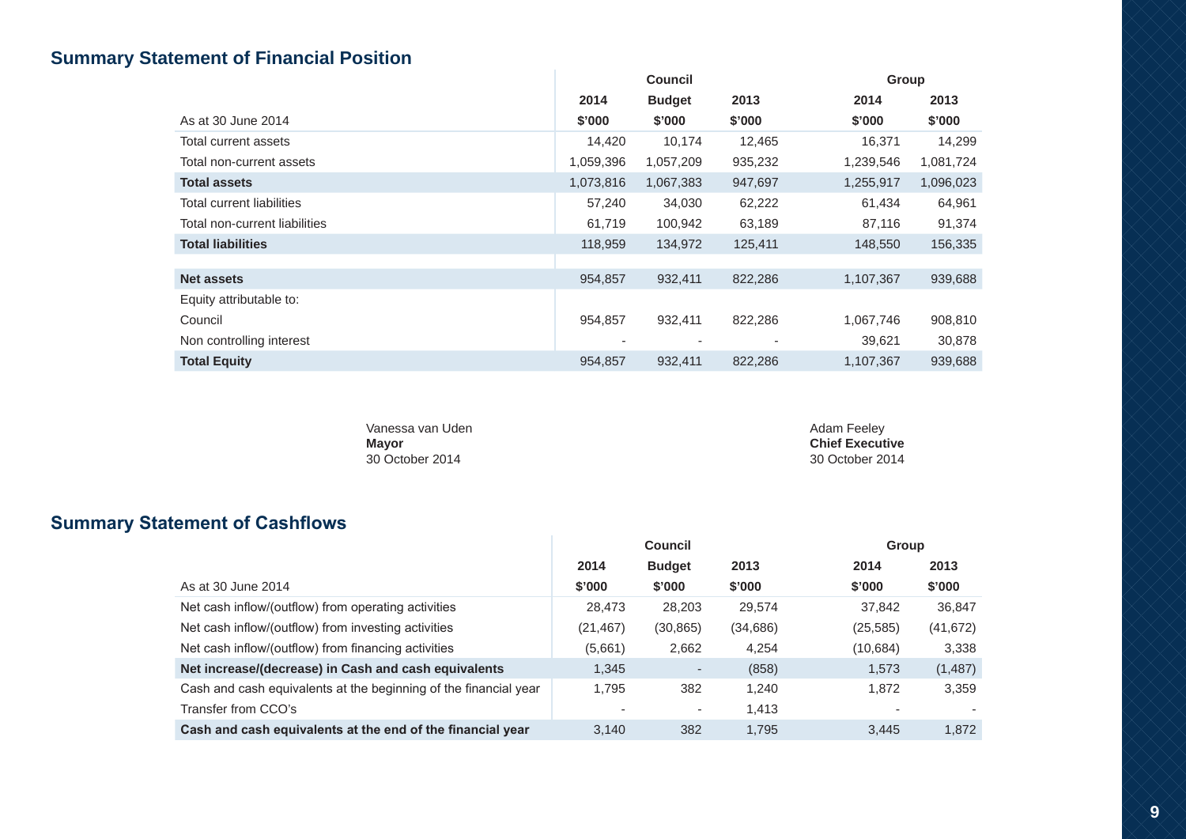## Summary Statement of Financial Position

| | Council | | | Group | |
|---|---|---|---|---|---|
| | 2014 | Budget | 2013 | 2014 | 2013 |
| As at 30 June 2014 | $'000 | $'000 | $'000 | $'000 | $'000 |
| Total current assets | 14,420 | 10,174 | 12,465 | 16,371 | 14,299 |
| Total non-current assets | 1,059,396 | 1,057,209 | 935,232 | 1,239,546 | 1,081,724 |
| **Total assets** | 1,073,816 | 1,067,383 | 947,697 | 1,255,917 | 1,096,023 |
| Total current liabilities | 57,240 | 34,030 | 62,222 | 61,434 | 64,961 |
| Total non-current liabilities | 61,719 | 100,942 | 63,189 | 87,116 | 91,374 |
| **Total liabilities** | 118,959 | 134,972 | 125,411 | 148,550 | 156,335 |
| | | | | | |
| **Net assets** | 954,857 | 932,411 | 822,286 | 1,107,367 | 939,688 |
| Equity attributable to: | | | | | |
| Council | 954,857 | 932,411 | 822,286 | 1,067,746 | 908,810 |
| Non controlling interest | - | - | - | 39,621 | 30,878 |
| **Total Equity** | 954,857 | 932,411 | 822,286 | 1,107,367 | 939,688 |

Vanessa van Uden
**Mayor**
30 October 2014

Adam Feeley
**Chief Executive**
30 October 2014

## Summary Statement of Cashflows

| | Council | | | Group | |
|---|---|---|---|---|---|
| | 2014 | Budget | 2013 | 2014 | 2013 |
| As at 30 June 2014 | $'000 | $'000 | $'000 | $'000 | $'000 |
| Net cash inflow/(outflow) from operating activities | 28,473 | 28,203 | 29,574 | 37,842 | 36,847 |
| Net cash inflow/(outflow) from investing activities | (21,467) | (30,865) | (34,686) | (25,585) | (41,672) |
| Net cash inflow/(outflow) from financing activities | (5,661) | 2,662 | 4,254 | (10,684) | 3,338 |
| **Net increase/(decrease) in Cash and cash equivalents** | 1,345 | - | (858) | 1,573 | (1,487) |
| Cash and cash equivalents at the beginning of the financial year | 1,795 | 382 | 1,240 | 1,872 | 3,359 |
| Transfer from CCO's | - | - | 1,413 | - | - |
| **Cash and cash equivalents at the end of the financial year** | 3,140 | 382 | 1,795 | 3,445 | 1,872 |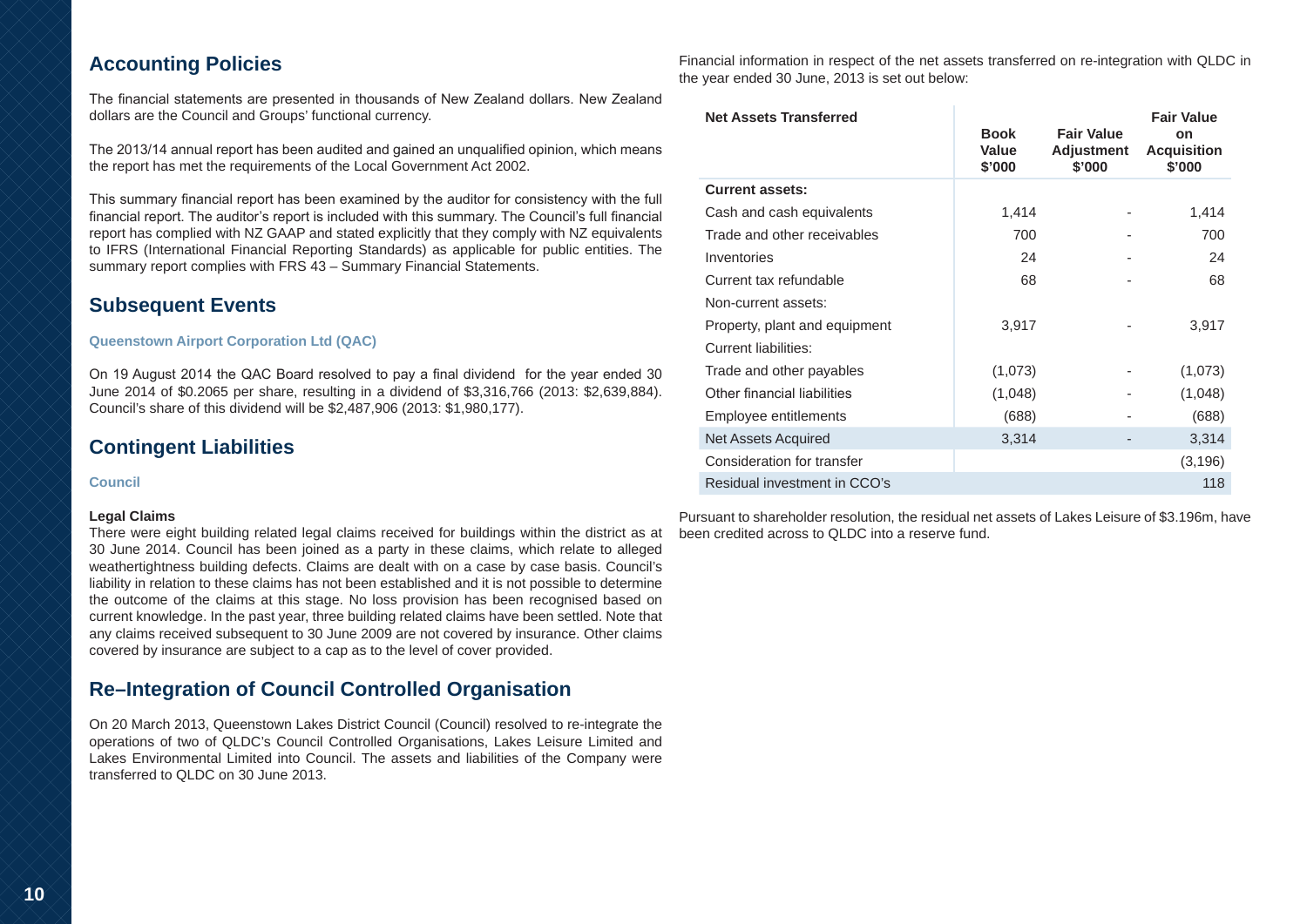## Accounting Policies

The financial statements are presented in thousands of New Zealand dollars. New Zealand dollars are the Council and Groups' functional currency.

The 2013/14 annual report has been audited and gained an unqualified opinion, which means the report has met the requirements of the Local Government Act 2002.

This summary financial report has been examined by the auditor for consistency with the full financial report. The auditor's report is included with this summary. The Council's full financial report has complied with NZ GAAP and stated explicitly that they comply with NZ equivalents to IFRS (International Financial Reporting Standards) as applicable for public entities. The summary report complies with FRS 43 – Summary Financial Statements.

## Subsequent Events

### Queenstown Airport Corporation Ltd (QAC)

On 19 August 2014 the QAC Board resolved to pay a final dividend for the year ended 30 June 2014 of $0.2065 per share, resulting in a dividend of $3,316,766 (2013: $2,639,884). Council's share of this dividend will be $2,487,906 (2013: $1,980,177).

## Contingent Liabilities

### Council

**Legal Claims**

There were eight building related legal claims received for buildings within the district as at 30 June 2014. Council has been joined as a party in these claims, which relate to alleged weathertightness building defects. Claims are dealt with on a case by case basis. Council's liability in relation to these claims has not been established and it is not possible to determine the outcome of the claims at this stage. No loss provision has been recognised based on current knowledge. In the past year, three building related claims have been settled. Note that any claims received subsequent to 30 June 2009 are not covered by insurance. Other claims covered by insurance are subject to a cap as to the level of cover provided.

## Re–Integration of Council Controlled Organisation

On 20 March 2013, Queenstown Lakes District Council (Council) resolved to re-integrate the operations of two of QLDC's Council Controlled Organisations, Lakes Leisure Limited and Lakes Environmental Limited into Council. The assets and liabilities of the Company were transferred to QLDC on 30 June 2013.

Financial information in respect of the net assets transferred on re-integration with QLDC in the year ended 30 June, 2013 is set out below:

| Net Assets Transferred | Book Value $'000 | Fair Value Adjustment $'000 | Fair Value on Acquisition $'000 |
|---|---|---|---|
| **Current assets:** | | | |
| Cash and cash equivalents | 1,414 | - | 1,414 |
| Trade and other receivables | 700 | - | 700 |
| Inventories | 24 | - | 24 |
| Current tax refundable | 68 | - | 68 |
| Non-current assets: | | | |
| Property, plant and equipment | 3,917 | - | 3,917 |
| Current liabilities: | | | |
| Trade and other payables | (1,073) | - | (1,073) |
| Other financial liabilities | (1,048) | - | (1,048) |
| Employee entitlements | (688) | - | (688) |
| Net Assets Acquired | 3,314 | - | 3,314 |
| Consideration for transfer | | | (3,196) |
| Residual investment in CCO's | | | 118 |

Pursuant to shareholder resolution, the residual net assets of Lakes Leisure of $3.196m, have been credited across to QLDC into a reserve fund.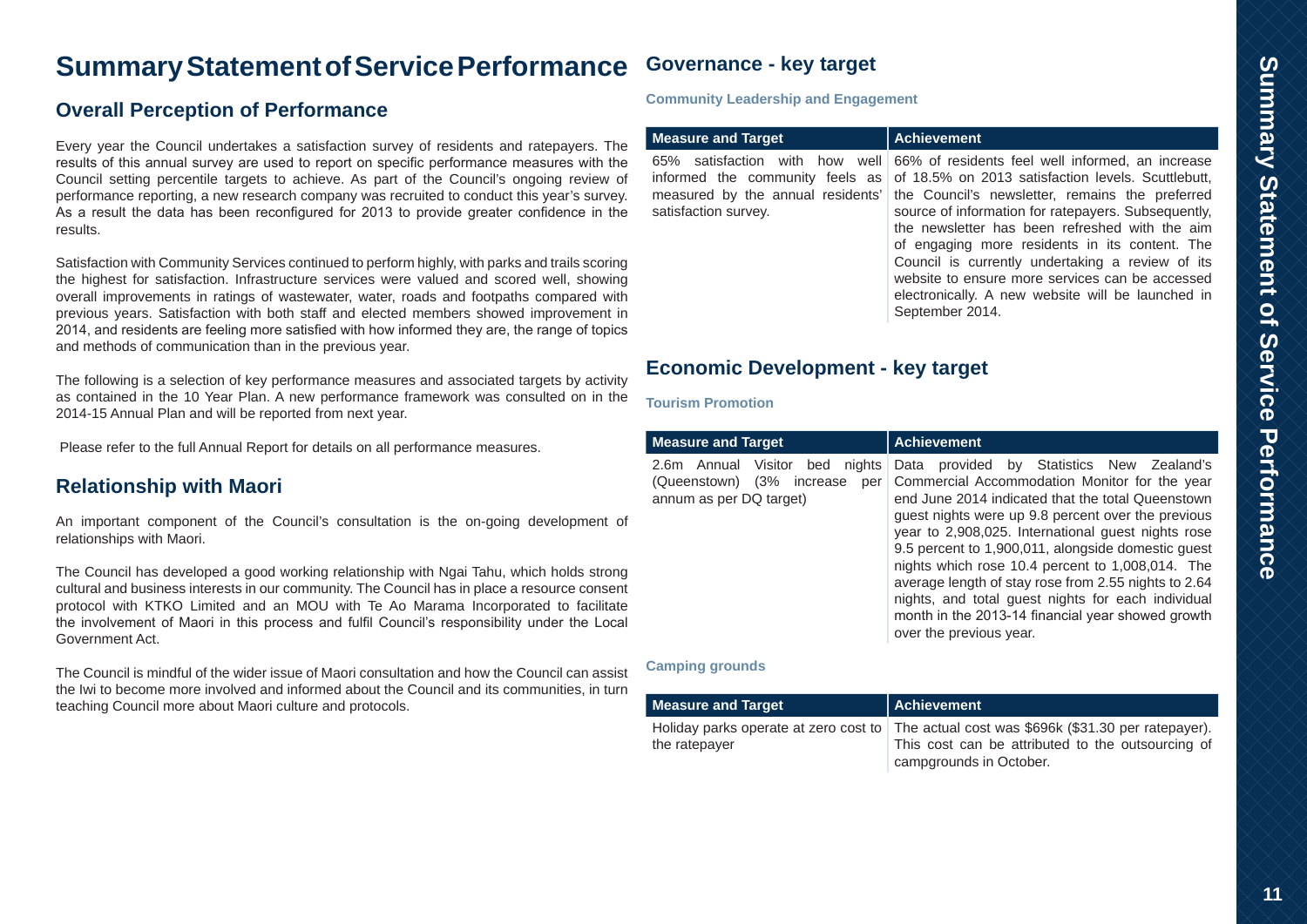# Summary Statement of Service Performance

## Overall Perception of Performance

Every year the Council undertakes a satisfaction survey of residents and ratepayers. The results of this annual survey are used to report on specific performance measures with the Council setting percentile targets to achieve. As part of the Council's ongoing review of performance reporting, a new research company was recruited to conduct this year's survey. As a result the data has been reconfigured for 2013 to provide greater confidence in the results.

Satisfaction with Community Services continued to perform highly, with parks and trails scoring the highest for satisfaction. Infrastructure services were valued and scored well, showing overall improvements in ratings of wastewater, water, roads and footpaths compared with previous years. Satisfaction with both staff and elected members showed improvement in 2014, and residents are feeling more satisfied with how informed they are, the range of topics and methods of communication than in the previous year.

The following is a selection of key performance measures and associated targets by activity as contained in the 10 Year Plan. A new performance framework was consulted on in the 2014-15 Annual Plan and will be reported from next year.

Please refer to the full Annual Report for details on all performance measures.

## Relationship with Maori

An important component of the Council's consultation is the on-going development of relationships with Maori.

The Council has developed a good working relationship with Ngai Tahu, which holds strong cultural and business interests in our community. The Council has in place a resource consent protocol with KTKO Limited and an MOU with Te Ao Marama Incorporated to facilitate the involvement of Maori in this process and fulfil Council's responsibility under the Local Government Act.

The Council is mindful of the wider issue of Maori consultation and how the Council can assist the Iwi to become more involved and informed about the Council and its communities, in turn teaching Council more about Maori culture and protocols.

## Governance - key target

### Community Leadership and Engagement

| Measure and Target | Achievement |
|---|---|
| 65% satisfaction with how well informed the community feels as measured by the annual residents' satisfaction survey. | 66% of residents feel well informed, an increase of 18.5% on 2013 satisfaction levels. Scuttlebutt, the Council's newsletter, remains the preferred source of information for ratepayers. Subsequently, the newsletter has been refreshed with the aim of engaging more residents in its content. The Council is currently undertaking a review of its website to ensure more services can be accessed electronically. A new website will be launched in September 2014. |

## Economic Development - key target

### Tourism Promotion

| Measure and Target | Achievement |
|---|---|
| 2.6m Annual Visitor bed nights (Queenstown) (3% increase per annum as per DQ target) | Data provided by Statistics New Zealand's Commercial Accommodation Monitor for the year end June 2014 indicated that the total Queenstown guest nights were up 9.8 percent over the previous year to 2,908,025. International guest nights rose 9.5 percent to 1,900,011, alongside domestic guest nights which rose 10.4 percent to 1,008,014. The average length of stay rose from 2.55 nights to 2.64 nights, and total guest nights for each individual month in the 2013-14 financial year showed growth over the previous year. |

### Camping grounds

| Measure and Target | Achievement |
|---|---|
| Holiday parks operate at zero cost to the ratepayer | The actual cost was $696k ($31.30 per ratepayer). This cost can be attributed to the outsourcing of campgrounds in October. |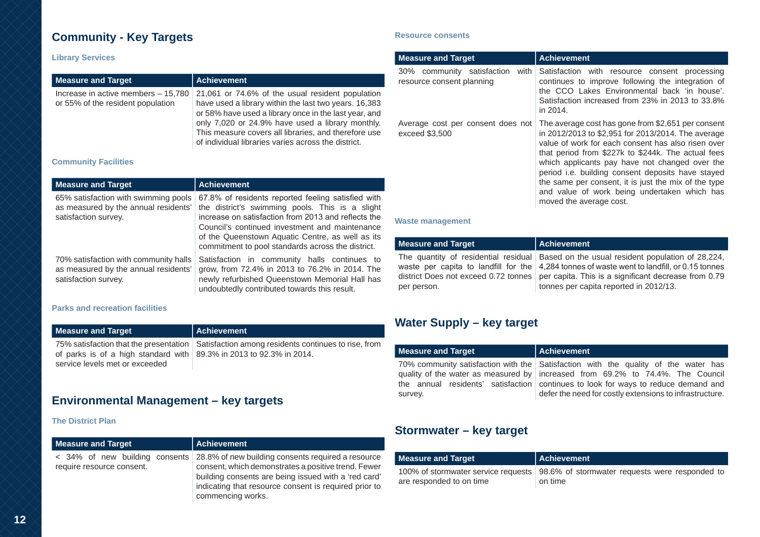## Community - Key Targets

### Library Services

| Measure and Target | Achievement |
|---|---|
| Increase in active members – 15,780 or 55% of the resident population | 21,061 or 74.6% of the usual resident population have used a library within the last two years. 16,383 or 58% have used a library once in the last year, and only 7,020 or 24.9% have used a library monthly. This measure covers all libraries, and therefore use of individual libraries varies across the district. |

### Community Facilities

| Measure and Target | Achievement |
|---|---|
| 65% satisfaction with swimming pools as measured by the annual residents' satisfaction survey. | 67.8% of residents reported feeling satisfied with the district's swimming pools. This is a slight increase on satisfaction from 2013 and reflects the Council's continued investment and maintenance of the Queenstown Aquatic Centre, as well as its commitment to pool standards across the district. |
| 70% satisfaction with community halls as measured by the annual residents' satisfaction survey. | Satisfaction in community halls continues to grow, from 72.4% in 2013 to 76.2% in 2014. The newly refurbished Queenstown Memorial Hall has undoubtedly contributed towards this result. |

### Parks and recreation facilities

| Measure and Target | Achievement |
|---|---|
| 75% satisfaction that the presentation of parks is of a high standard with service levels met or exceeded | Satisfaction among residents continues to rise, from 89.3% in 2013 to 92.3% in 2014. |

## Environmental Management – key targets

### The District Plan

| Measure and Target | Achievement |
|---|---|
| < 34% of new building consents require resource consent. | 28.8% of new building consents required a resource consent, which demonstrates a positive trend. Fewer building consents are being issued with a 'red card' indicating that resource consent is required prior to commencing works. |

### Resource consents

| Measure and Target | Achievement |
|---|---|
| 30% community satisfaction with resource consent planning | Satisfaction with resource consent processing continues to improve following the integration of the CCO Lakes Environmental back 'in house'. Satisfaction increased from 23% in 2013 to 33.8% in 2014. |
| Average cost per consent does not exceed $3,500 | The average cost has gone from $2,651 per consent in 2012/2013 to $2,951 for 2013/2014. The average value of work for each consent has also risen over that period from $227k to $244k. The actual fees which applicants pay have not changed over the period i.e. building consent deposits have stayed the same per consent, it is just the mix of the type and value of work being undertaken which has moved the average cost. |

### Waste management

| Measure and Target | Achievement |
|---|---|
| The quantity of residential residual waste per capita to landfill for the district Does not exceed 0.72 tonnes per person. | Based on the usual resident population of 28,224, 4,284 tonnes of waste went to landfill, or 0.15 tonnes per capita. This is a significant decrease from 0.79 tonnes per capita reported in 2012/13. |

## Water Supply – key target

| Measure and Target | Achievement |
|---|---|
| 70% community satisfaction with the quality of the water as measured by the annual residents' satisfaction survey. | Satisfaction with the quality of the water has increased from 69.2% to 74.4%. The Council continues to look for ways to reduce demand and defer the need for costly extensions to infrastructure. |

## Stormwater – key target

| Measure and Target | Achievement |
|---|---|
| 100% of stormwater service requests are responded to on time | 98.6% of stormwater requests were responded to on time |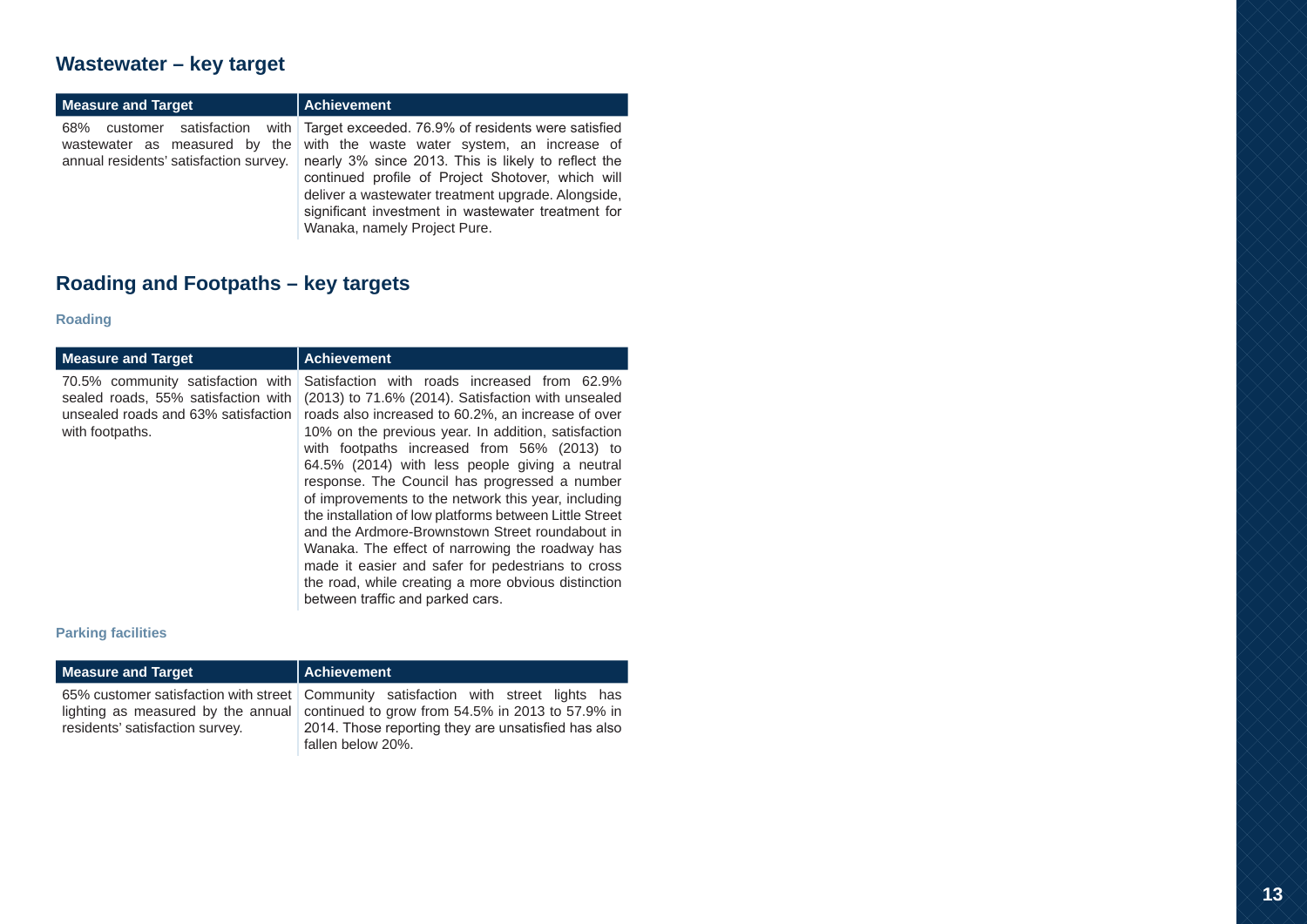## Wastewater – key target

| Measure and Target | Achievement |
| --- | --- |
| 68% customer satisfaction with wastewater as measured by the annual residents' satisfaction survey. | Target exceeded. 76.9% of residents were satisfied with the waste water system, an increase of nearly 3% since 2013. This is likely to reflect the continued profile of Project Shotover, which will deliver a wastewater treatment upgrade. Alongside, significant investment in wastewater treatment for Wanaka, namely Project Pure. |

## Roading and Footpaths – key targets

### Roading

| Measure and Target | Achievement |
| --- | --- |
| 70.5% community satisfaction with sealed roads, 55% satisfaction with unsealed roads and 63% satisfaction with footpaths. | Satisfaction with roads increased from 62.9% (2013) to 71.6% (2014). Satisfaction with unsealed roads also increased to 60.2%, an increase of over 10% on the previous year. In addition, satisfaction with footpaths increased from 56% (2013) to 64.5% (2014) with less people giving a neutral response. The Council has progressed a number of improvements to the network this year, including the installation of low platforms between Little Street and the Ardmore-Brownstown Street roundabout in Wanaka. The effect of narrowing the roadway has made it easier and safer for pedestrians to cross the road, while creating a more obvious distinction between traffic and parked cars. |

### Parking facilities

| Measure and Target | Achievement |
| --- | --- |
| 65% customer satisfaction with street lighting as measured by the annual residents' satisfaction survey. | Community satisfaction with street lights has continued to grow from 54.5% in 2013 to 57.9% in 2014. Those reporting they are unsatisfied has also fallen below 20%. |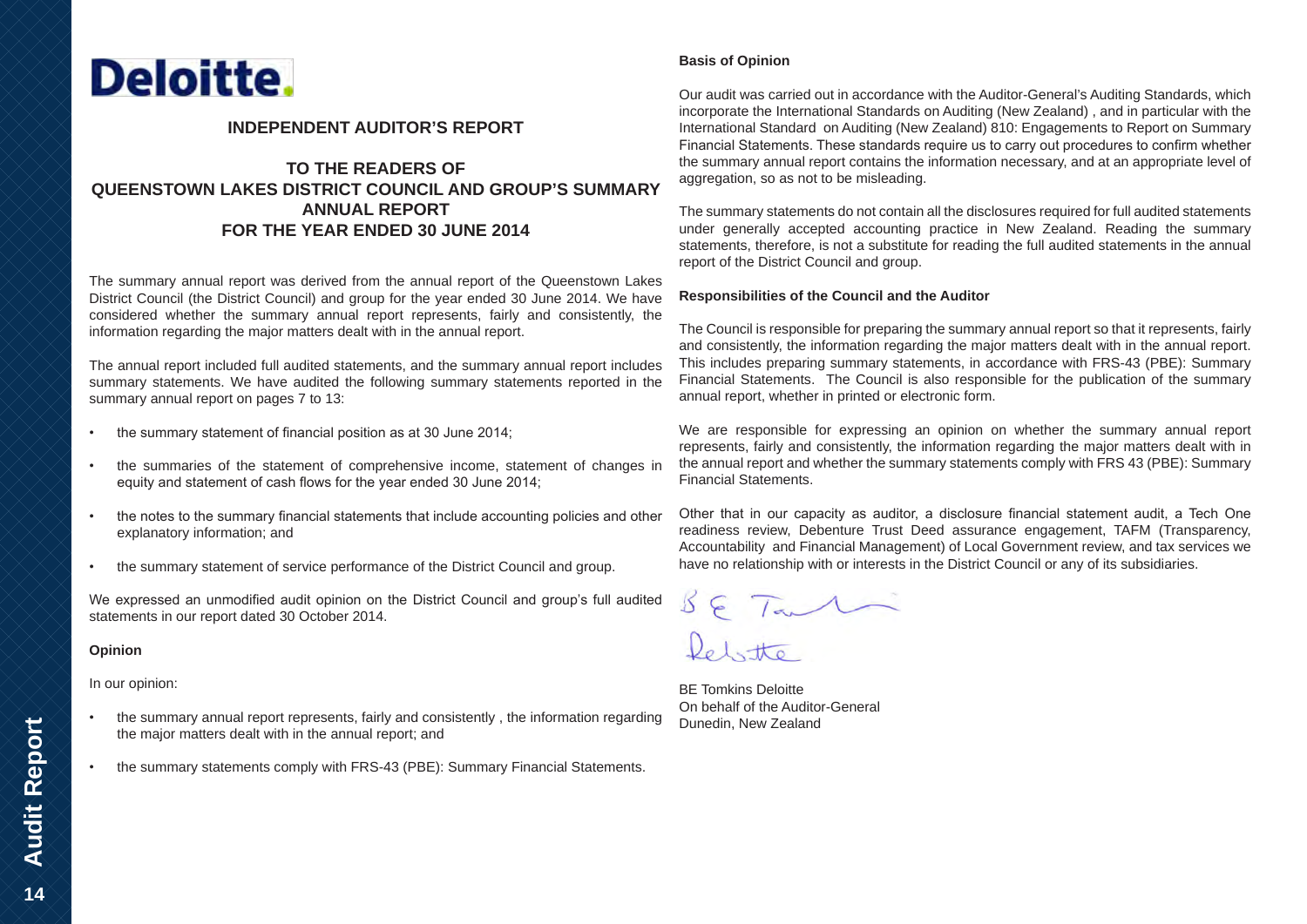**Deloitte.**

### INDEPENDENT AUDITOR'S REPORT

### TO THE READERS OF QUEENSTOWN LAKES DISTRICT COUNCIL AND GROUP'S SUMMARY ANNUAL REPORT FOR THE YEAR ENDED 30 JUNE 2014

The summary annual report was derived from the annual report of the Queenstown Lakes District Council (the District Council) and group for the year ended 30 June 2014. We have considered whether the summary annual report represents, fairly and consistently, the information regarding the major matters dealt with in the annual report.

The annual report included full audited statements, and the summary annual report includes summary statements. We have audited the following summary statements reported in the summary annual report on pages 7 to 13:

- the summary statement of financial position as at 30 June 2014;
- the summaries of the statement of comprehensive income, statement of changes in equity and statement of cash flows for the year ended 30 June 2014;
- the notes to the summary financial statements that include accounting policies and other explanatory information; and
- the summary statement of service performance of the District Council and group.

We expressed an unmodified audit opinion on the District Council and group's full audited statements in our report dated 30 October 2014.

**Opinion**

In our opinion:

- the summary annual report represents, fairly and consistently , the information regarding the major matters dealt with in the annual report; and
- the summary statements comply with FRS-43 (PBE): Summary Financial Statements.

**Basis of Opinion**

Our audit was carried out in accordance with the Auditor-General's Auditing Standards, which incorporate the International Standards on Auditing (New Zealand) , and in particular with the International Standard on Auditing (New Zealand) 810: Engagements to Report on Summary Financial Statements. These standards require us to carry out procedures to confirm whether the summary annual report contains the information necessary, and at an appropriate level of aggregation, so as not to be misleading.

The summary statements do not contain all the disclosures required for full audited statements under generally accepted accounting practice in New Zealand. Reading the summary statements, therefore, is not a substitute for reading the full audited statements in the annual report of the District Council and group.

**Responsibilities of the Council and the Auditor**

The Council is responsible for preparing the summary annual report so that it represents, fairly and consistently, the information regarding the major matters dealt with in the annual report. This includes preparing summary statements, in accordance with FRS-43 (PBE): Summary Financial Statements. The Council is also responsible for the publication of the summary annual report, whether in printed or electronic form.

We are responsible for expressing an opinion on whether the summary annual report represents, fairly and consistently, the information regarding the major matters dealt with in the annual report and whether the summary statements comply with FRS 43 (PBE): Summary Financial Statements.

Other that in our capacity as auditor, a disclosure financial statement audit, a Tech One readiness review, Debenture Trust Deed assurance engagement, TAFM (Transparency, Accountability and Financial Management) of Local Government review, and tax services we have no relationship with or interests in the District Council or any of its subsidiaries.

BE Tomkins Deloitte
On behalf of the Auditor-General
Dunedin, New Zealand